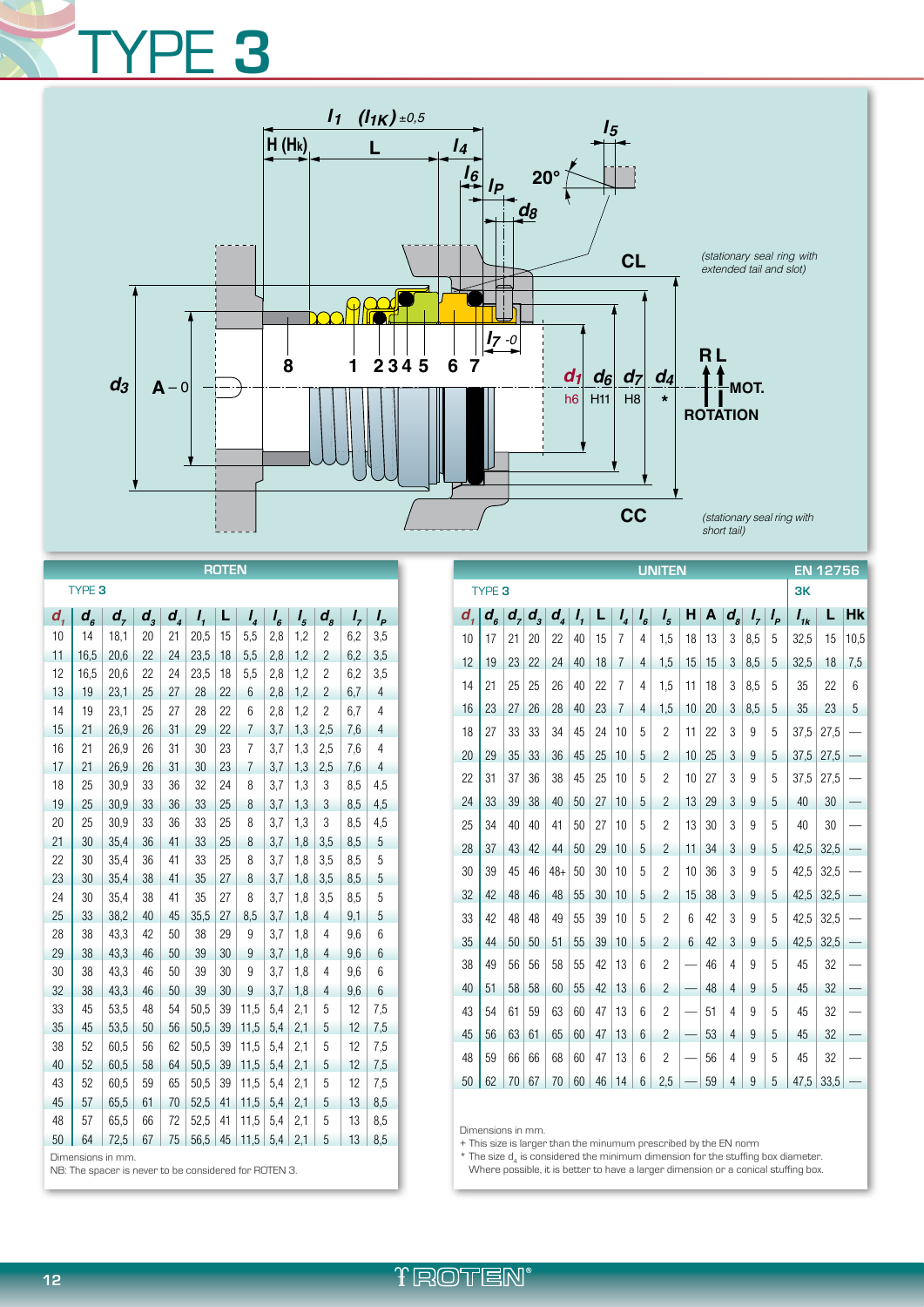# TYPE 3

$l_1$ ($l_{1K}$) ±0,5

H (Hk) L $l_4$ $l_5$ $l_6$ $l_P$ 20° $d_8$

CL (stationary seal ring with extended tail and slot)

$l_7$ -0

$d_3$ A – 0 8 1 2 3 4 5 6 7 $d_1$ h6 $d_6$ H11 $d_7$ H8 $d_4$ *

R L MOT. ROTATION

CC (stationary seal ring with short tail)

## ROTEN

TYPE 3

| $d_1$ | $d_6$ | $d_7$ | $d_3$ | $d_4$ | $l_1$ | L | $l_4$ | $l_6$ | $l_5$ | $d_8$ | $l_7$ | $l_P$ |
|---|---|---|---|---|---|---|---|---|---|---|---|---|
| 10 | 14 | 18,1 | 20 | 21 | 20,5 | 15 | 5,5 | 2,8 | 1,2 | 2 | 6,2 | 3,5 |
| 11 | 16,5 | 20,6 | 22 | 24 | 23,5 | 18 | 5,5 | 2,8 | 1,2 | 2 | 6,2 | 3,5 |
| 12 | 16,5 | 20,6 | 22 | 24 | 23,5 | 18 | 5,5 | 2,8 | 1,2 | 2 | 6,2 | 3,5 |
| 13 | 19 | 23,1 | 25 | 27 | 28 | 22 | 6 | 2,8 | 1,2 | 2 | 6,7 | 4 |
| 14 | 19 | 23,1 | 25 | 27 | 28 | 22 | 6 | 2,8 | 1,2 | 2 | 6,7 | 4 |
| 15 | 21 | 26,9 | 26 | 31 | 29 | 22 | 7 | 3,7 | 1,3 | 2,5 | 7,6 | 4 |
| 16 | 21 | 26,9 | 26 | 31 | 30 | 23 | 7 | 3,7 | 1,3 | 2,5 | 7,6 | 4 |
| 17 | 21 | 26,9 | 26 | 31 | 30 | 23 | 7 | 3,7 | 1,3 | 2,5 | 7,6 | 4 |
| 18 | 25 | 30,9 | 33 | 36 | 32 | 24 | 8 | 3,7 | 1,3 | 3 | 8,5 | 4,5 |
| 19 | 25 | 30,9 | 33 | 36 | 33 | 25 | 8 | 3,7 | 1,3 | 3 | 8,5 | 4,5 |
| 20 | 25 | 30,9 | 33 | 36 | 33 | 25 | 8 | 3,7 | 1,3 | 3 | 8,5 | 4,5 |
| 21 | 30 | 35,4 | 36 | 41 | 33 | 25 | 8 | 3,7 | 1,8 | 3,5 | 8,5 | 5 |
| 22 | 30 | 35,4 | 36 | 41 | 33 | 25 | 8 | 3,7 | 1,8 | 3,5 | 8,5 | 5 |
| 23 | 30 | 35,4 | 38 | 41 | 35 | 27 | 8 | 3,7 | 1,8 | 3,5 | 8,5 | 5 |
| 24 | 30 | 35,4 | 38 | 41 | 35 | 27 | 8 | 3,7 | 1,8 | 3,5 | 8,5 | 5 |
| 25 | 33 | 38,2 | 40 | 45 | 35,5 | 27 | 8,5 | 3,7 | 1,8 | 4 | 9,1 | 5 |
| 28 | 38 | 43,3 | 42 | 50 | 38 | 29 | 9 | 3,7 | 1,8 | 4 | 9,6 | 6 |
| 29 | 38 | 43,3 | 46 | 50 | 39 | 30 | 9 | 3,7 | 1,8 | 4 | 9,6 | 6 |
| 30 | 38 | 43,3 | 46 | 50 | 39 | 30 | 9 | 3,7 | 1,8 | 4 | 9,6 | 6 |
| 32 | 38 | 43,3 | 46 | 50 | 39 | 30 | 9 | 3,7 | 1,8 | 4 | 9,6 | 6 |
| 33 | 45 | 53,5 | 48 | 54 | 50,5 | 39 | 11,5 | 5,4 | 2,1 | 5 | 12 | 7,5 |
| 35 | 45 | 53,5 | 50 | 56 | 50,5 | 39 | 11,5 | 5,4 | 2,1 | 5 | 12 | 7,5 |
| 38 | 52 | 60,5 | 56 | 62 | 50,5 | 39 | 11,5 | 5,4 | 2,1 | 5 | 12 | 7,5 |
| 40 | 52 | 60,5 | 58 | 64 | 50,5 | 39 | 11,5 | 5,4 | 2,1 | 5 | 12 | 7,5 |
| 43 | 52 | 60,5 | 59 | 65 | 50,5 | 39 | 11,5 | 5,4 | 2,1 | 5 | 12 | 7,5 |
| 45 | 57 | 65,5 | 61 | 70 | 52,5 | 41 | 11,5 | 5,4 | 2,1 | 5 | 13 | 8,5 |
| 48 | 57 | 65,5 | 66 | 72 | 52,5 | 41 | 11,5 | 5,4 | 2,1 | 5 | 13 | 8,5 |
| 50 | 64 | 72,5 | 67 | 75 | 56,5 | 45 | 11,5 | 5,4 | 2,1 | 5 | 13 | 8,5 |

Dimensions in mm.
NB: The spacer is never to be considered for ROTEN 3.

## UNITEN / EN 12756

| TYPE 3 | | | | | | | | | | | | | | | 3K | | |
|---|---|---|---|---|---|---|---|---|---|---|---|---|---|---|---|---|---|
| $d_1$ | $d_6$ | $d_7$ | $d_3$ | $d_4$ | $l_1$ | L | $l_4$ | $l_6$ | $l_5$ | H | A | $d_8$ | $l_7$ | $l_P$ | $l_{1k}$ | L | Hk |
| 10 | 17 | 21 | 20 | 22 | 40 | 15 | 7 | 4 | 1,5 | 18 | 13 | 3 | 8,5 | 5 | 32,5 | 15 | 10,5 |
| 12 | 19 | 23 | 22 | 24 | 40 | 18 | 7 | 4 | 1,5 | 15 | 15 | 3 | 8,5 | 5 | 32,5 | 18 | 7,5 |
| 14 | 21 | 25 | 25 | 26 | 40 | 22 | 7 | 4 | 1,5 | 11 | 18 | 3 | 8,5 | 5 | 35 | 22 | 6 |
| 16 | 23 | 27 | 26 | 28 | 40 | 23 | 7 | 4 | 1,5 | 10 | 20 | 3 | 8,5 | 5 | 35 | 23 | 5 |
| 18 | 27 | 33 | 33 | 34 | 45 | 24 | 10 | 5 | 2 | 11 | 22 | 3 | 9 | 5 | 37,5 | 27,5 | — |
| 20 | 29 | 35 | 33 | 36 | 45 | 25 | 10 | 5 | 2 | 10 | 25 | 3 | 9 | 5 | 37,5 | 27,5 | — |
| 22 | 31 | 37 | 36 | 38 | 45 | 25 | 10 | 5 | 2 | 10 | 27 | 3 | 9 | 5 | 37,5 | 27,5 | — |
| 24 | 33 | 39 | 38 | 40 | 50 | 27 | 10 | 5 | 2 | 13 | 29 | 3 | 9 | 5 | 40 | 30 | — |
| 25 | 34 | 40 | 40 | 41 | 50 | 27 | 10 | 5 | 2 | 13 | 30 | 3 | 9 | 5 | 40 | 30 | — |
| 28 | 37 | 43 | 42 | 44 | 50 | 29 | 10 | 5 | 2 | 11 | 34 | 3 | 9 | 5 | 42,5 | 32,5 | — |
| 30 | 39 | 45 | 46 | 48+ | 50 | 30 | 10 | 5 | 2 | 10 | 36 | 3 | 9 | 5 | 42,5 | 32,5 | — |
| 32 | 42 | 48 | 46 | 48 | 55 | 30 | 10 | 5 | 2 | 15 | 38 | 3 | 9 | 5 | 42,5 | 32,5 | — |
| 33 | 42 | 48 | 48 | 49 | 55 | 39 | 10 | 5 | 2 | 6 | 42 | 3 | 9 | 5 | 42,5 | 32,5 | — |
| 35 | 44 | 50 | 50 | 51 | 55 | 39 | 10 | 5 | 2 | 6 | 42 | 3 | 9 | 5 | 42,5 | 32,5 | — |
| 38 | 49 | 56 | 56 | 58 | 55 | 42 | 13 | 6 | 2 | — | 46 | 4 | 9 | 5 | 45 | 32 | — |
| 40 | 51 | 58 | 58 | 60 | 55 | 42 | 13 | 6 | 2 | — | 48 | 4 | 9 | 5 | 45 | 32 | — |
| 43 | 54 | 61 | 59 | 63 | 60 | 47 | 13 | 6 | 2 | — | 51 | 4 | 9 | 5 | 45 | 32 | — |
| 45 | 56 | 63 | 61 | 65 | 60 | 47 | 13 | 6 | 2 | — | 53 | 4 | 9 | 5 | 45 | 32 | — |
| 48 | 59 | 66 | 66 | 68 | 60 | 47 | 13 | 6 | 2 | — | 56 | 4 | 9 | 5 | 45 | 32 | — |
| 50 | 62 | 70 | 67 | 70 | 60 | 46 | 14 | 6 | 2,5 | — | 59 | 4 | 9 | 5 | 47,5 | 33,5 | — |

Dimensions in mm.
+ This size is larger than the minumum prescribed by the EN norm
* The size $d_4$ is considered the minimum dimension for the stuffing box diameter. Where possible, it is better to have a larger dimension or a conical stuffing box.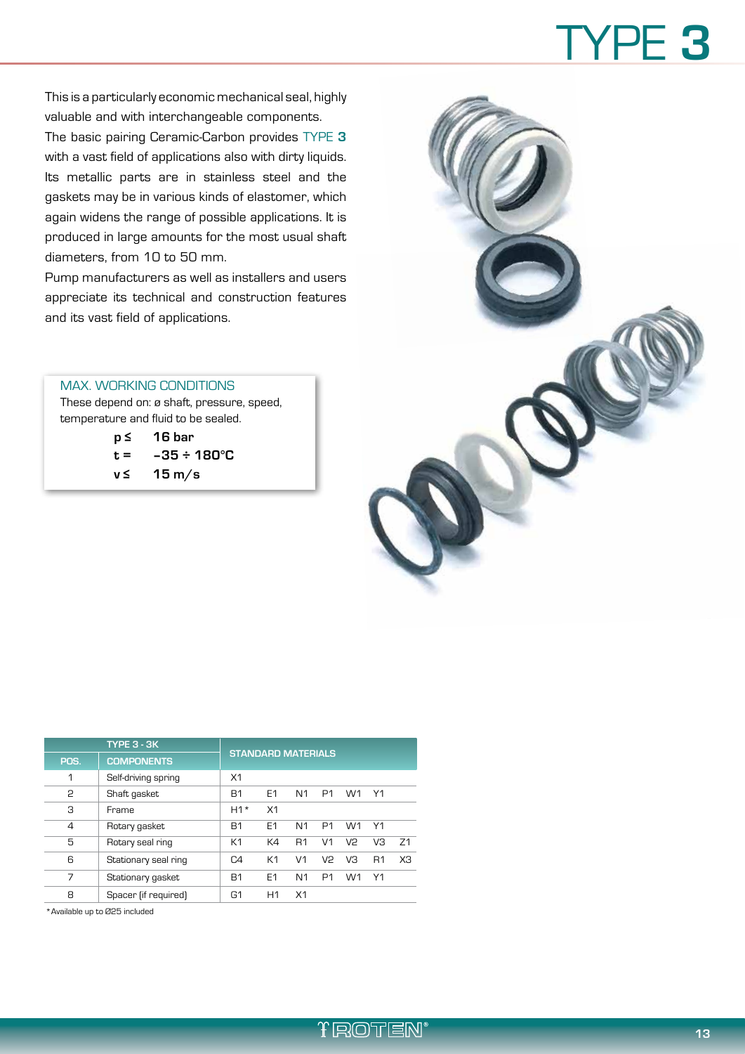# TYPE 3

This is a particularly economic mechanical seal, highly valuable and with interchangeable components.
The basic pairing Ceramic-Carbon provides TYPE **3** with a vast field of applications also with dirty liquids. Its metallic parts are in stainless steel and the gaskets may be in various kinds of elastomer, which again widens the range of possible applications. It is produced in large amounts for the most usual shaft diameters, from 10 to 50 mm.
Pump manufacturers as well as installers and users appreciate its technical and construction features and its vast field of applications.

## MAX. WORKING CONDITIONS

These depend on: ø shaft, pressure, speed, temperature and fluid to be sealed.

**p ≤ 16 bar**
**t = –35 ÷ 180°C**
**v ≤ 15 m/s**

| TYPE 3 - 3K | | STANDARD MATERIALS | | | | | | |
|---|---|---|---|---|---|---|---|---|
| POS. | COMPONENTS | | | | | | | |
| 1 | Self-driving spring | X1 | | | | | | |
| 2 | Shaft gasket | B1 | E1 | N1 | P1 | W1 | Y1 | |
| 3 | Frame | H1 * | X1 | | | | | |
| 4 | Rotary gasket | B1 | E1 | N1 | P1 | W1 | Y1 | |
| 5 | Rotary seal ring | K1 | K4 | R1 | V1 | V2 | V3 | Z1 |
| 6 | Stationary seal ring | C4 | K1 | V1 | V2 | V3 | R1 | X3 |
| 7 | Stationary gasket | B1 | E1 | N1 | P1 | W1 | Y1 | |
| 8 | Spacer (if required) | G1 | H1 | X1 | | | | |

* Available up to Ø25 included